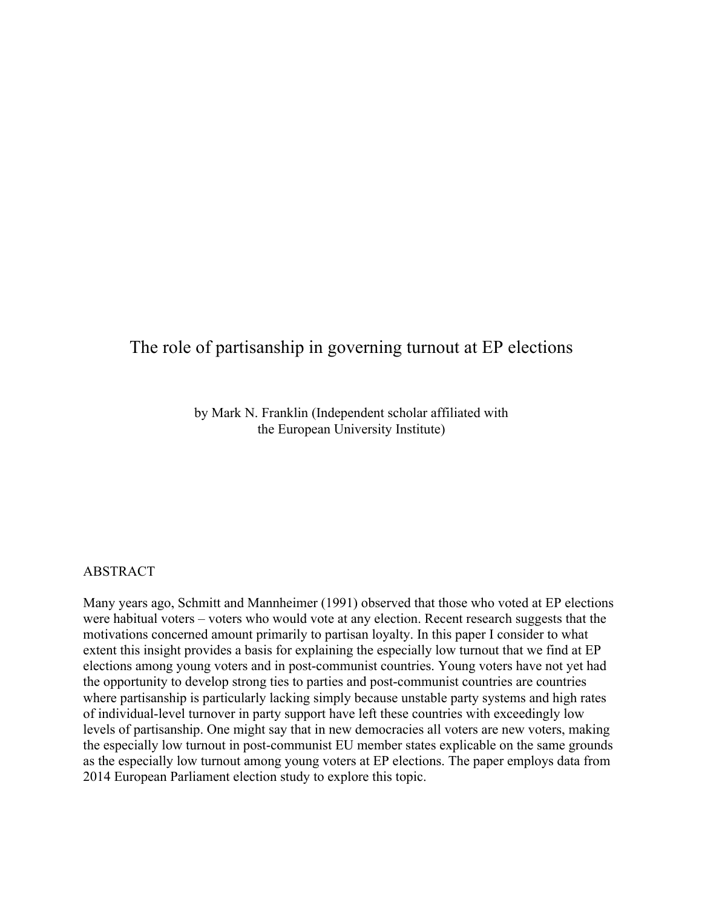# The role of partisanship in governing turnout at EP elections

by Mark N. Franklin (Independent scholar affiliated with the European University Institute)

## ABSTRACT

Many years ago, Schmitt and Mannheimer (1991) observed that those who voted at EP elections were habitual voters – voters who would vote at any election. Recent research suggests that the motivations concerned amount primarily to partisan loyalty. In this paper I consider to what extent this insight provides a basis for explaining the especially low turnout that we find at EP elections among young voters and in post-communist countries. Young voters have not yet had the opportunity to develop strong ties to parties and post-communist countries are countries where partisanship is particularly lacking simply because unstable party systems and high rates of individual-level turnover in party support have left these countries with exceedingly low levels of partisanship. One might say that in new democracies all voters are new voters, making the especially low turnout in post-communist EU member states explicable on the same grounds as the especially low turnout among young voters at EP elections. The paper employs data from 2014 European Parliament election study to explore this topic.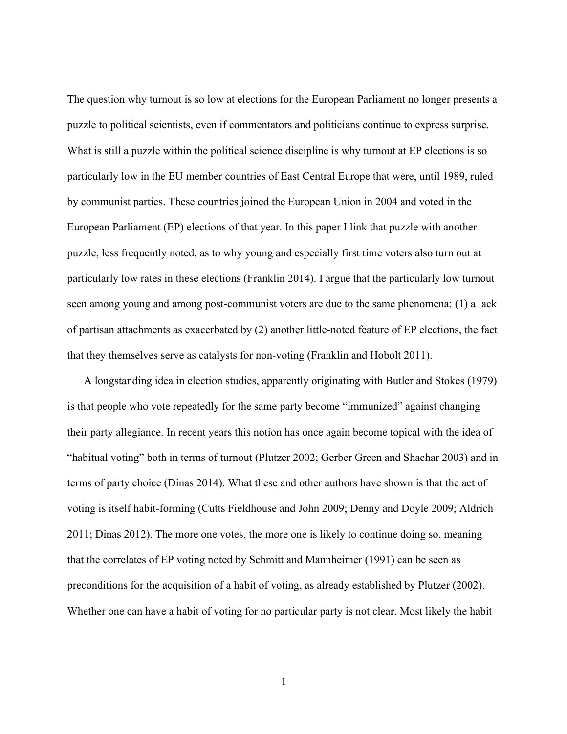The question why turnout is so low at elections for the European Parliament no longer presents a puzzle to political scientists, even if commentators and politicians continue to express surprise. What is still a puzzle within the political science discipline is why turnout at EP elections is so particularly low in the EU member countries of East Central Europe that were, until 1989, ruled by communist parties. These countries joined the European Union in 2004 and voted in the European Parliament (EP) elections of that year. In this paper I link that puzzle with another puzzle, less frequently noted, as to why young and especially first time voters also turn out at particularly low rates in these elections (Franklin 2014). I argue that the particularly low turnout seen among young and among post-communist voters are due to the same phenomena: (1) a lack of partisan attachments as exacerbated by (2) another little-noted feature of EP elections, the fact that they themselves serve as catalysts for non-voting (Franklin and Hobolt 2011).

A longstanding idea in election studies, apparently originating with Butler and Stokes (1979) is that people who vote repeatedly for the same party become "immunized" against changing their party allegiance. In recent years this notion has once again become topical with the idea of "habitual voting" both in terms of turnout (Plutzer 2002; Gerber Green and Shachar 2003) and in terms of party choice (Dinas 2014). What these and other authors have shown is that the act of voting is itself habit-forming (Cutts Fieldhouse and John 2009; Denny and Doyle 2009; Aldrich 2011; Dinas 2012). The more one votes, the more one is likely to continue doing so, meaning that the correlates of EP voting noted by Schmitt and Mannheimer (1991) can be seen as preconditions for the acquisition of a habit of voting, as already established by Plutzer (2002). Whether one can have a habit of voting for no particular party is not clear. Most likely the habit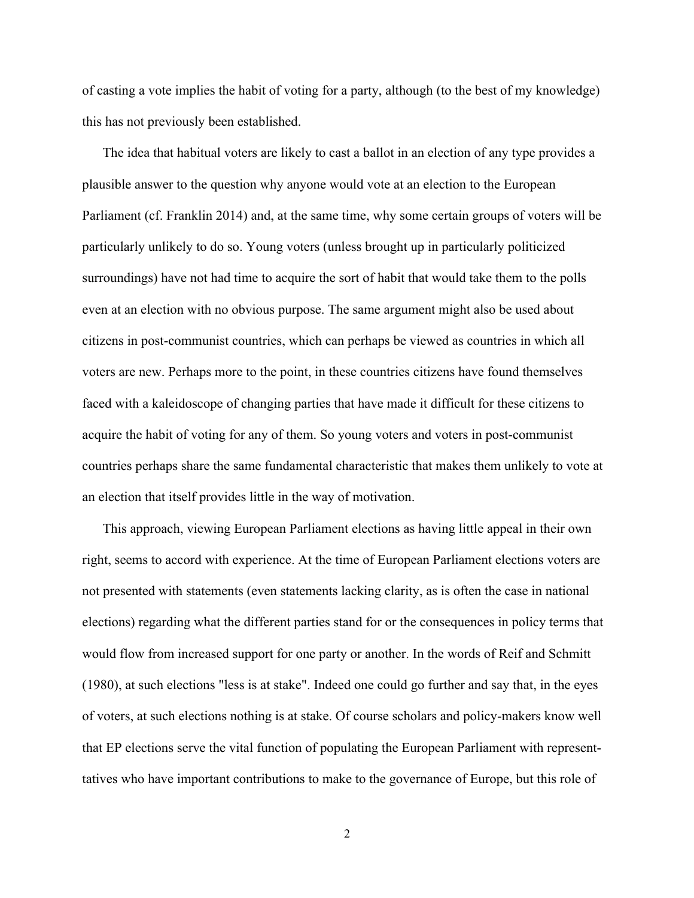of casting a vote implies the habit of voting for a party, although (to the best of my knowledge) this has not previously been established.

The idea that habitual voters are likely to cast a ballot in an election of any type provides a plausible answer to the question why anyone would vote at an election to the European Parliament (cf. Franklin 2014) and, at the same time, why some certain groups of voters will be particularly unlikely to do so. Young voters (unless brought up in particularly politicized surroundings) have not had time to acquire the sort of habit that would take them to the polls even at an election with no obvious purpose. The same argument might also be used about citizens in post-communist countries, which can perhaps be viewed as countries in which all voters are new. Perhaps more to the point, in these countries citizens have found themselves faced with a kaleidoscope of changing parties that have made it difficult for these citizens to acquire the habit of voting for any of them. So young voters and voters in post-communist countries perhaps share the same fundamental characteristic that makes them unlikely to vote at an election that itself provides little in the way of motivation.

This approach, viewing European Parliament elections as having little appeal in their own right, seems to accord with experience. At the time of European Parliament elections voters are not presented with statements (even statements lacking clarity, as is often the case in national elections) regarding what the different parties stand for or the consequences in policy terms that would flow from increased support for one party or another. In the words of Reif and Schmitt (1980), at such elections "less is at stake". Indeed one could go further and say that, in the eyes of voters, at such elections nothing is at stake. Of course scholars and policy-makers know well that EP elections serve the vital function of populating the European Parliament with representatives who have important contributions to make to the governance of Europe, but this role of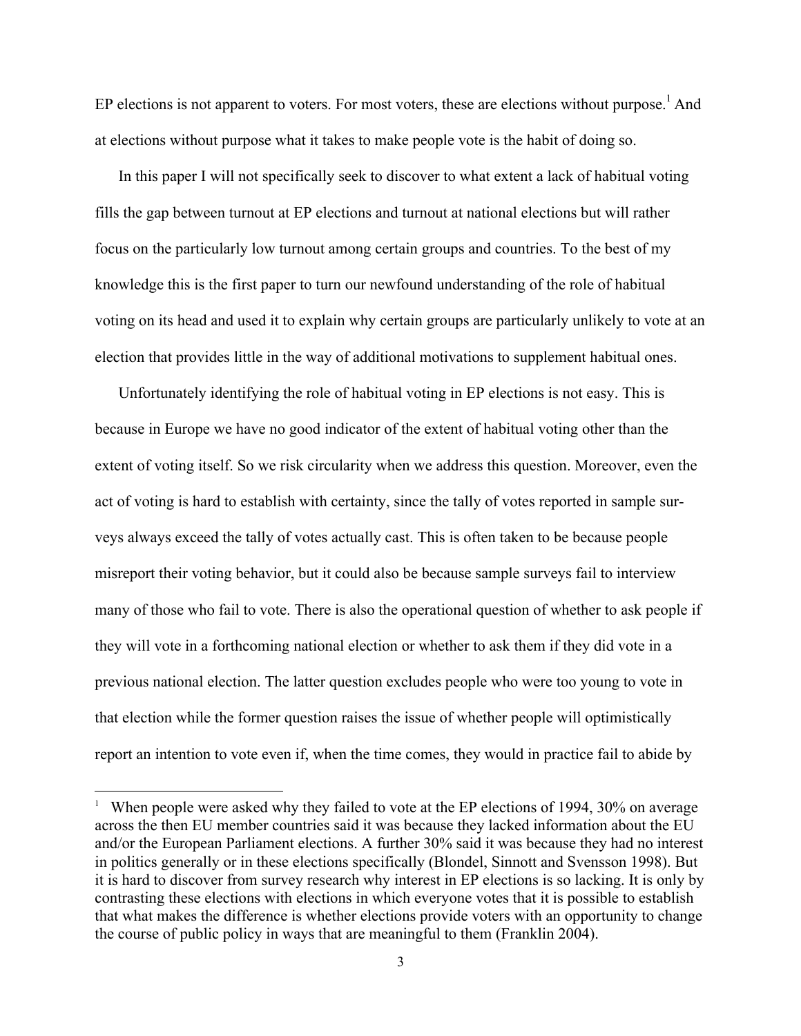EP elections is not apparent to voters. For most voters, these are elections without purpose.[1] And at elections without purpose what it takes to make people vote is the habit of doing so.

In this paper I will not specifically seek to discover to what extent a lack of habitual voting fills the gap between turnout at EP elections and turnout at national elections but will rather focus on the particularly low turnout among certain groups and countries. To the best of my knowledge this is the first paper to turn our newfound understanding of the role of habitual voting on its head and used it to explain why certain groups are particularly unlikely to vote at an election that provides little in the way of additional motivations to supplement habitual ones.

Unfortunately identifying the role of habitual voting in EP elections is not easy. This is because in Europe we have no good indicator of the extent of habitual voting other than the extent of voting itself. So we risk circularity when we address this question. Moreover, even the act of voting is hard to establish with certainty, since the tally of votes reported in sample surveys always exceed the tally of votes actually cast. This is often taken to be because people misreport their voting behavior, but it could also be because sample surveys fail to interview many of those who fail to vote. There is also the operational question of whether to ask people if they will vote in a forthcoming national election or whether to ask them if they did vote in a previous national election. The latter question excludes people who were too young to vote in that election while the former question raises the issue of whether people will optimistically report an intention to vote even if, when the time comes, they would in practice fail to abide by

[1] When people were asked why they failed to vote at the EP elections of 1994, 30% on average across the then EU member countries said it was because they lacked information about the EU and/or the European Parliament elections. A further 30% said it was because they had no interest in politics generally or in these elections specifically (Blondel, Sinnott and Svensson 1998). But it is hard to discover from survey research why interest in EP elections is so lacking. It is only by contrasting these elections with elections in which everyone votes that it is possible to establish that what makes the difference is whether elections provide voters with an opportunity to change the course of public policy in ways that are meaningful to them (Franklin 2004).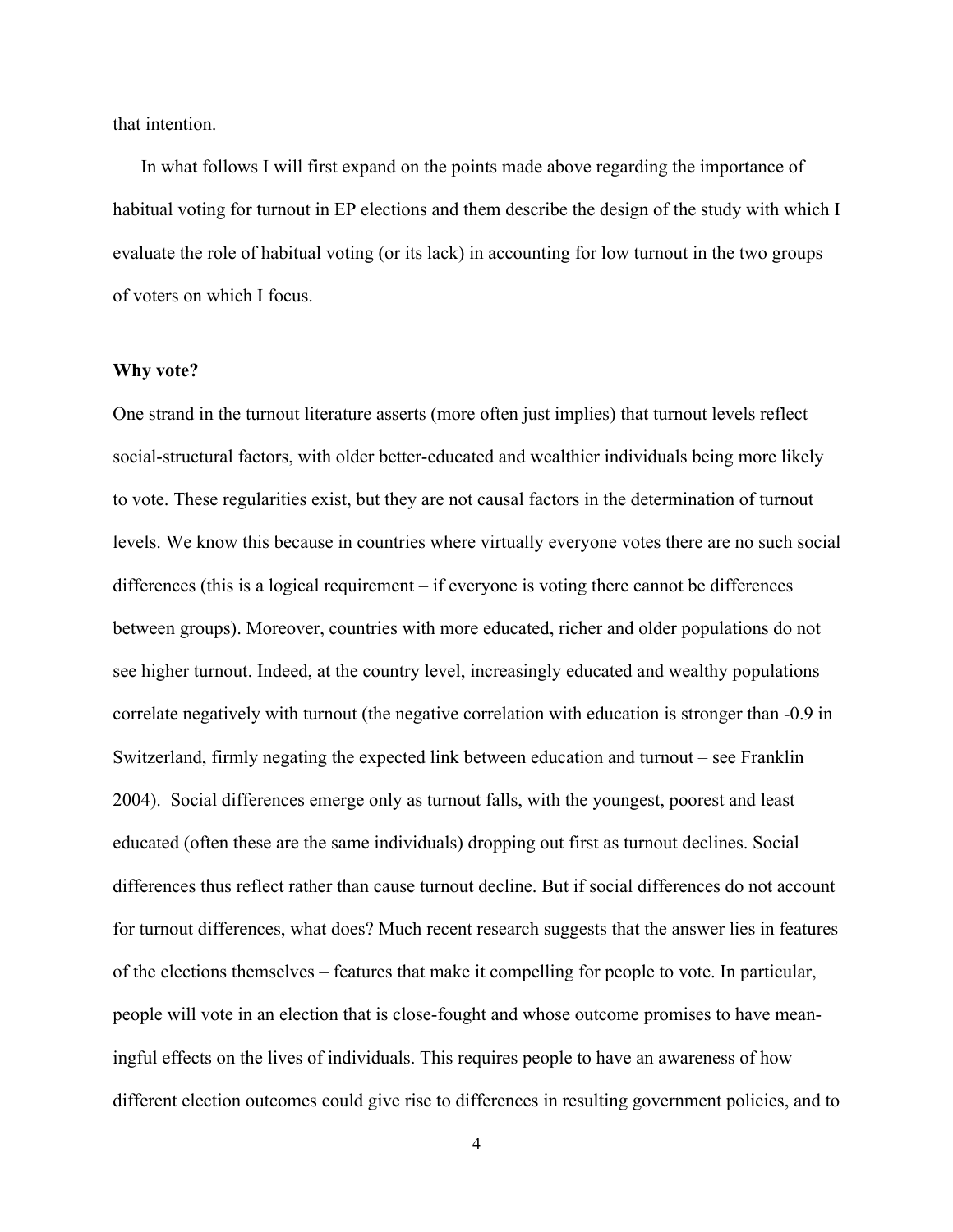that intention.

In what follows I will first expand on the points made above regarding the importance of habitual voting for turnout in EP elections and them describe the design of the study with which I evaluate the role of habitual voting (or its lack) in accounting for low turnout in the two groups of voters on which I focus.

**Why vote?**

One strand in the turnout literature asserts (more often just implies) that turnout levels reflect social-structural factors, with older better-educated and wealthier individuals being more likely to vote. These regularities exist, but they are not causal factors in the determination of turnout levels. We know this because in countries where virtually everyone votes there are no such social differences (this is a logical requirement – if everyone is voting there cannot be differences between groups). Moreover, countries with more educated, richer and older populations do not see higher turnout. Indeed, at the country level, increasingly educated and wealthy populations correlate negatively with turnout (the negative correlation with education is stronger than -0.9 in Switzerland, firmly negating the expected link between education and turnout – see Franklin 2004). Social differences emerge only as turnout falls, with the youngest, poorest and least educated (often these are the same individuals) dropping out first as turnout declines. Social differences thus reflect rather than cause turnout decline. But if social differences do not account for turnout differences, what does? Much recent research suggests that the answer lies in features of the elections themselves – features that make it compelling for people to vote. In particular, people will vote in an election that is close-fought and whose outcome promises to have meaningful effects on the lives of individuals. This requires people to have an awareness of how different election outcomes could give rise to differences in resulting government policies, and to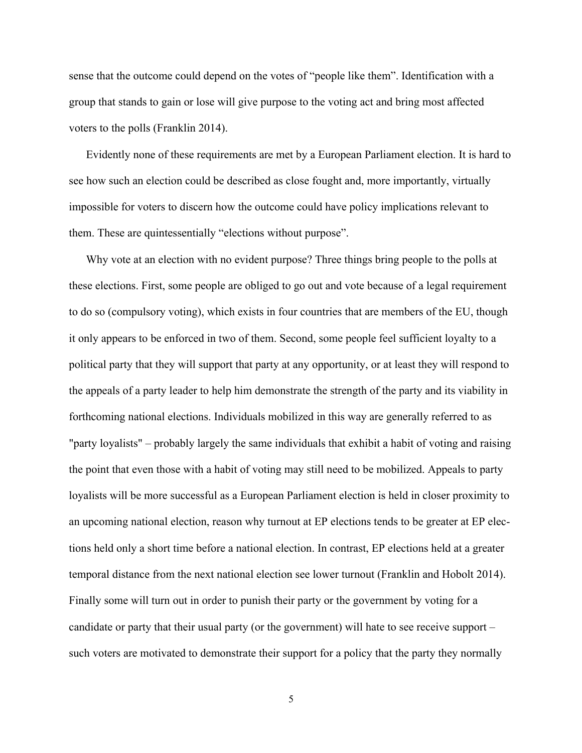sense that the outcome could depend on the votes of "people like them". Identification with a group that stands to gain or lose will give purpose to the voting act and bring most affected voters to the polls (Franklin 2014).

Evidently none of these requirements are met by a European Parliament election. It is hard to see how such an election could be described as close fought and, more importantly, virtually impossible for voters to discern how the outcome could have policy implications relevant to them. These are quintessentially "elections without purpose".

Why vote at an election with no evident purpose? Three things bring people to the polls at these elections. First, some people are obliged to go out and vote because of a legal requirement to do so (compulsory voting), which exists in four countries that are members of the EU, though it only appears to be enforced in two of them. Second, some people feel sufficient loyalty to a political party that they will support that party at any opportunity, or at least they will respond to the appeals of a party leader to help him demonstrate the strength of the party and its viability in forthcoming national elections. Individuals mobilized in this way are generally referred to as "party loyalists" – probably largely the same individuals that exhibit a habit of voting and raising the point that even those with a habit of voting may still need to be mobilized. Appeals to party loyalists will be more successful as a European Parliament election is held in closer proximity to an upcoming national election, reason why turnout at EP elections tends to be greater at EP elections held only a short time before a national election. In contrast, EP elections held at a greater temporal distance from the next national election see lower turnout (Franklin and Hobolt 2014). Finally some will turn out in order to punish their party or the government by voting for a candidate or party that their usual party (or the government) will hate to see receive support – such voters are motivated to demonstrate their support for a policy that the party they normally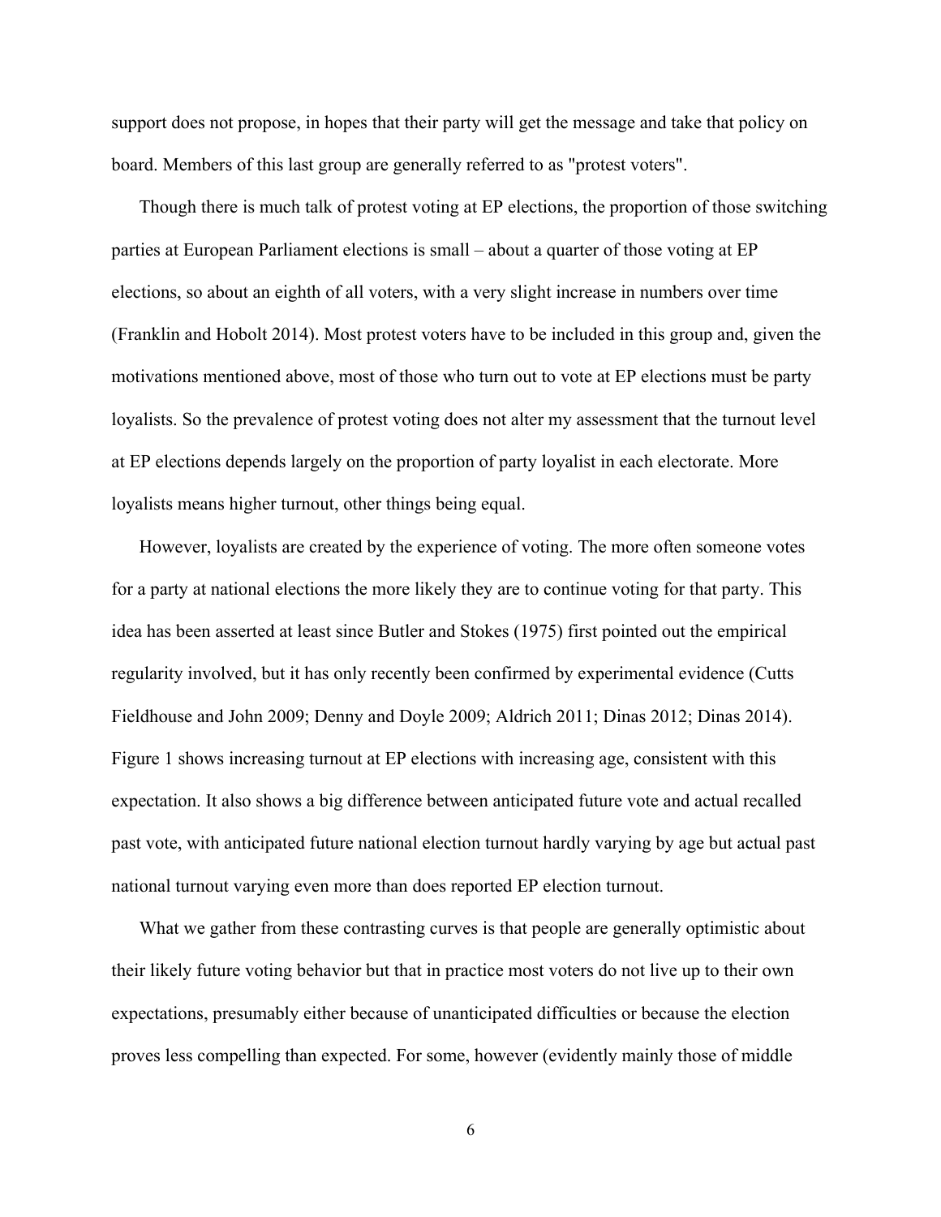support does not propose, in hopes that their party will get the message and take that policy on board. Members of this last group are generally referred to as "protest voters".

Though there is much talk of protest voting at EP elections, the proportion of those switching parties at European Parliament elections is small – about a quarter of those voting at EP elections, so about an eighth of all voters, with a very slight increase in numbers over time (Franklin and Hobolt 2014). Most protest voters have to be included in this group and, given the motivations mentioned above, most of those who turn out to vote at EP elections must be party loyalists. So the prevalence of protest voting does not alter my assessment that the turnout level at EP elections depends largely on the proportion of party loyalist in each electorate. More loyalists means higher turnout, other things being equal.

However, loyalists are created by the experience of voting. The more often someone votes for a party at national elections the more likely they are to continue voting for that party. This idea has been asserted at least since Butler and Stokes (1975) first pointed out the empirical regularity involved, but it has only recently been confirmed by experimental evidence (Cutts Fieldhouse and John 2009; Denny and Doyle 2009; Aldrich 2011; Dinas 2012; Dinas 2014). Figure 1 shows increasing turnout at EP elections with increasing age, consistent with this expectation. It also shows a big difference between anticipated future vote and actual recalled past vote, with anticipated future national election turnout hardly varying by age but actual past national turnout varying even more than does reported EP election turnout.

What we gather from these contrasting curves is that people are generally optimistic about their likely future voting behavior but that in practice most voters do not live up to their own expectations, presumably either because of unanticipated difficulties or because the election proves less compelling than expected. For some, however (evidently mainly those of middle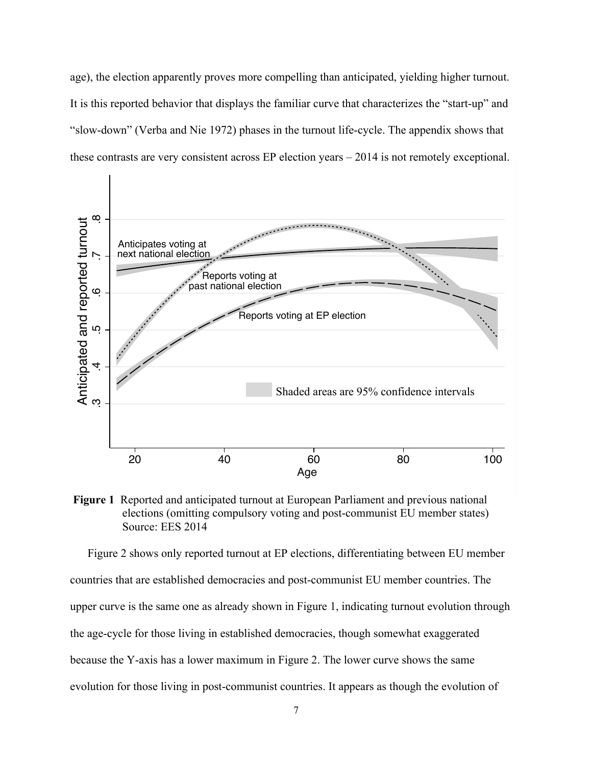age), the election apparently proves more compelling than anticipated, yielding higher turnout. It is this reported behavior that displays the familiar curve that characterizes the "start-up" and "slow-down" (Verba and Nie 1972) phases in the turnout life-cycle. The appendix shows that these contrasts are very consistent across EP election years – 2014 is not remotely exceptional.

**Figure 1** Reported and anticipated turnout at European Parliament and previous national elections (omitting compulsory voting and post-communist EU member states) Source: EES 2014

Figure 2 shows only reported turnout at EP elections, differentiating between EU member countries that are established democracies and post-communist EU member countries. The upper curve is the same one as already shown in Figure 1, indicating turnout evolution through the age-cycle for those living in established democracies, though somewhat exaggerated because the Y-axis has a lower maximum in Figure 2. The lower curve shows the same evolution for those living in post-communist countries. It appears as though the evolution of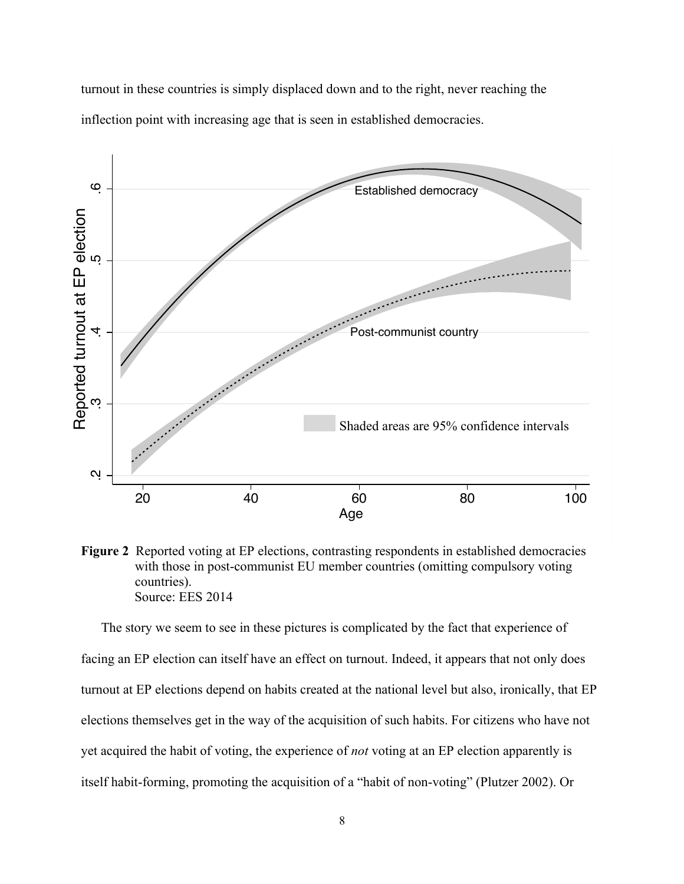turnout in these countries is simply displaced down and to the right, never reaching the inflection point with increasing age that is seen in established democracies.

**Figure 2** Reported voting at EP elections, contrasting respondents in established democracies with those in post-communist EU member countries (omitting compulsory voting countries).
Source: EES 2014

The story we seem to see in these pictures is complicated by the fact that experience of facing an EP election can itself have an effect on turnout. Indeed, it appears that not only does turnout at EP elections depend on habits created at the national level but also, ironically, that EP elections themselves get in the way of the acquisition of such habits. For citizens who have not yet acquired the habit of voting, the experience of *not* voting at an EP election apparently is itself habit-forming, promoting the acquisition of a "habit of non-voting" (Plutzer 2002). Or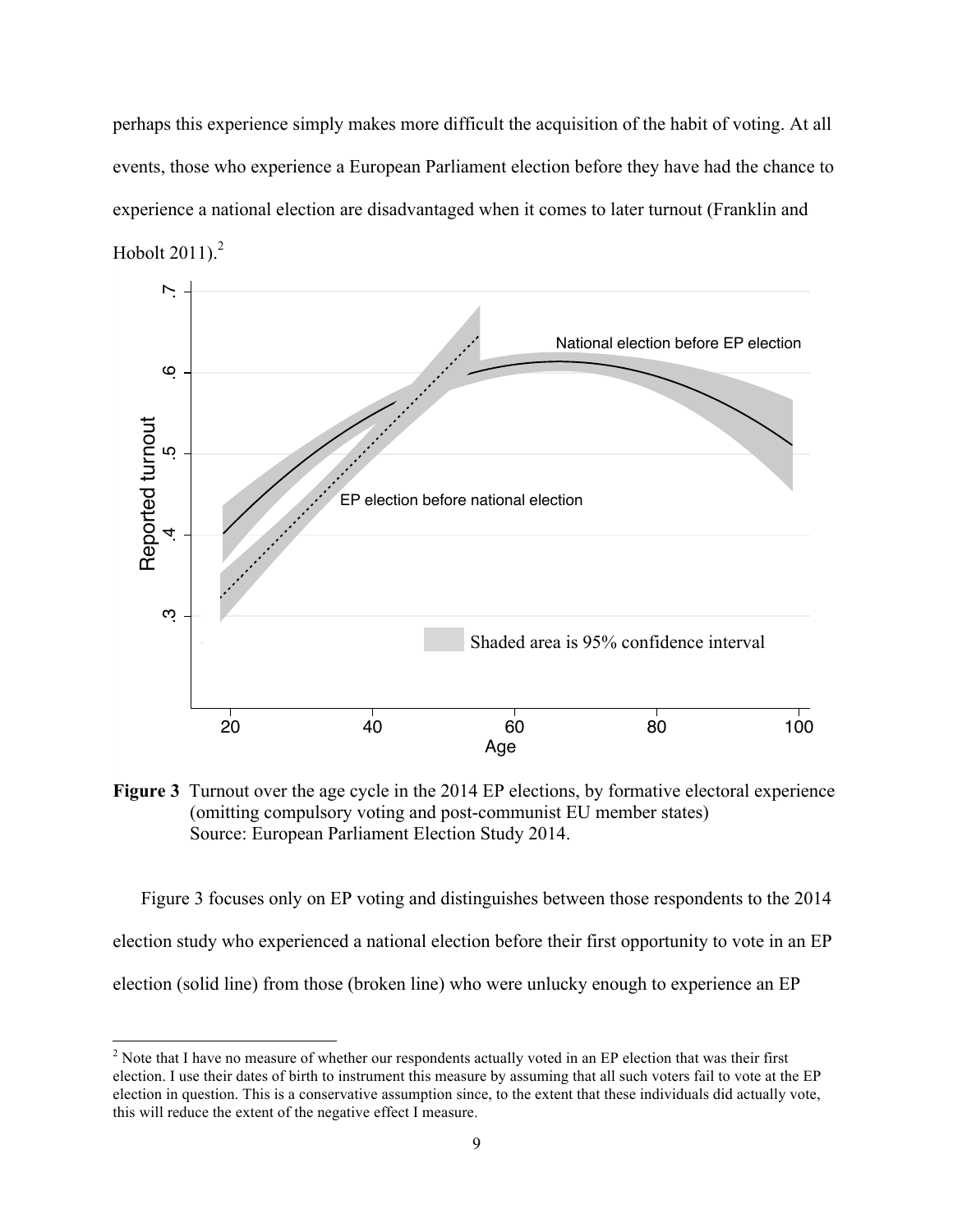perhaps this experience simply makes more difficult the acquisition of the habit of voting. At all events, those who experience a European Parliament election before they have had the chance to experience a national election are disadvantaged when it comes to later turnout (Franklin and Hobolt 2011).[2]

**Figure 3** Turnout over the age cycle in the 2014 EP elections, by formative electoral experience (omitting compulsory voting and post-communist EU member states)
Source: European Parliament Election Study 2014.

Figure 3 focuses only on EP voting and distinguishes between those respondents to the 2014 election study who experienced a national election before their first opportunity to vote in an EP election (solid line) from those (broken line) who were unlucky enough to experience an EP

[2] Note that I have no measure of whether our respondents actually voted in an EP election that was their first election. I use their dates of birth to instrument this measure by assuming that all such voters fail to vote at the EP election in question. This is a conservative assumption since, to the extent that these individuals did actually vote, this will reduce the extent of the negative effect I measure.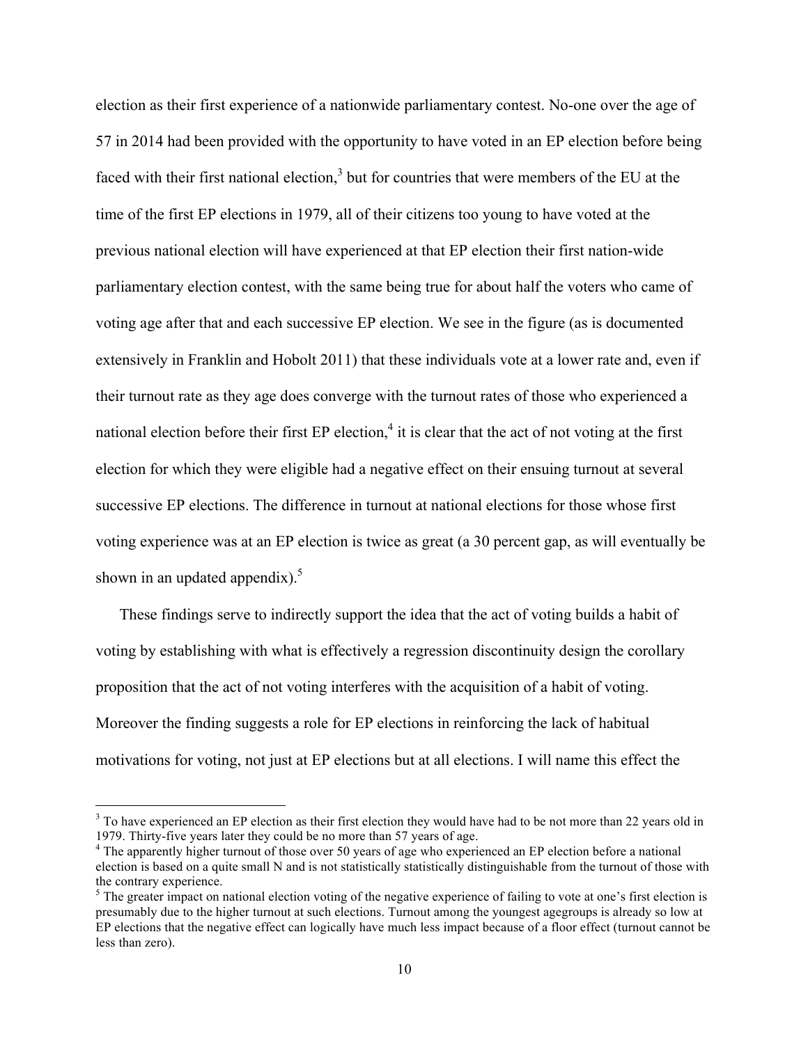election as their first experience of a nationwide parliamentary contest. No-one over the age of 57 in 2014 had been provided with the opportunity to have voted in an EP election before being faced with their first national election,[3] but for countries that were members of the EU at the time of the first EP elections in 1979, all of their citizens too young to have voted at the previous national election will have experienced at that EP election their first nation-wide parliamentary election contest, with the same being true for about half the voters who came of voting age after that and each successive EP election. We see in the figure (as is documented extensively in Franklin and Hobolt 2011) that these individuals vote at a lower rate and, even if their turnout rate as they age does converge with the turnout rates of those who experienced a national election before their first EP election,[4] it is clear that the act of not voting at the first election for which they were eligible had a negative effect on their ensuing turnout at several successive EP elections. The difference in turnout at national elections for those whose first voting experience was at an EP election is twice as great (a 30 percent gap, as will eventually be shown in an updated appendix).[5]

These findings serve to indirectly support the idea that the act of voting builds a habit of voting by establishing with what is effectively a regression discontinuity design the corollary proposition that the act of not voting interferes with the acquisition of a habit of voting. Moreover the finding suggests a role for EP elections in reinforcing the lack of habitual motivations for voting, not just at EP elections but at all elections. I will name this effect the

---

[3] To have experienced an EP election as their first election they would have had to be not more than 22 years old in 1979. Thirty-five years later they could be no more than 57 years of age.

[4] The apparently higher turnout of those over 50 years of age who experienced an EP election before a national election is based on a quite small N and is not statistically statistically distinguishable from the turnout of those with the contrary experience.

[5] The greater impact on national election voting of the negative experience of failing to vote at one's first election is presumably due to the higher turnout at such elections. Turnout among the youngest agegroups is already so low at EP elections that the negative effect can logically have much less impact because of a floor effect (turnout cannot be less than zero).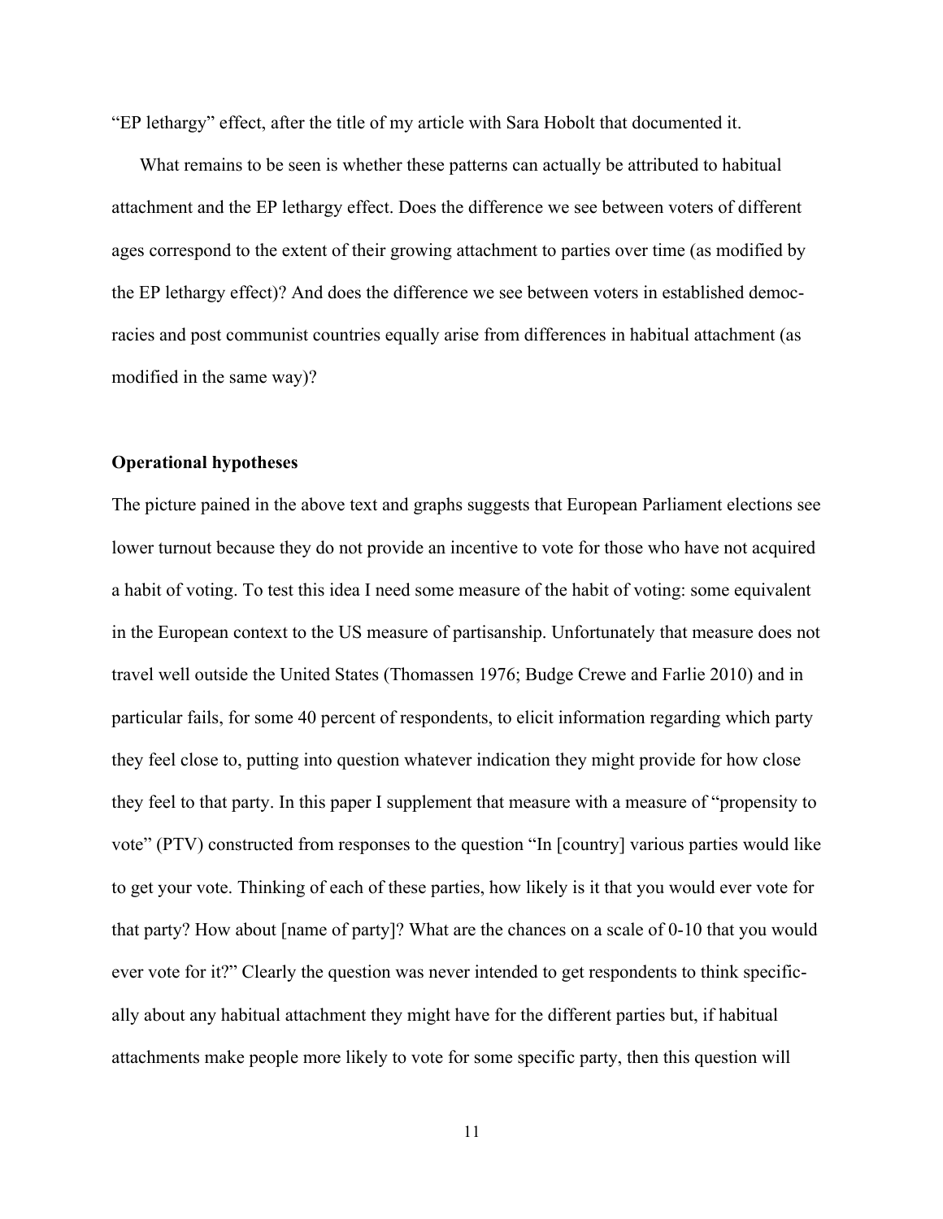"EP lethargy" effect, after the title of my article with Sara Hobolt that documented it.

What remains to be seen is whether these patterns can actually be attributed to habitual attachment and the EP lethargy effect. Does the difference we see between voters of different ages correspond to the extent of their growing attachment to parties over time (as modified by the EP lethargy effect)? And does the difference we see between voters in established democracies and post communist countries equally arise from differences in habitual attachment (as modified in the same way)?

**Operational hypotheses**

The picture pained in the above text and graphs suggests that European Parliament elections see lower turnout because they do not provide an incentive to vote for those who have not acquired a habit of voting. To test this idea I need some measure of the habit of voting: some equivalent in the European context to the US measure of partisanship. Unfortunately that measure does not travel well outside the United States (Thomassen 1976; Budge Crewe and Farlie 2010) and in particular fails, for some 40 percent of respondents, to elicit information regarding which party they feel close to, putting into question whatever indication they might provide for how close they feel to that party. In this paper I supplement that measure with a measure of "propensity to vote" (PTV) constructed from responses to the question "In [country] various parties would like to get your vote. Thinking of each of these parties, how likely is it that you would ever vote for that party? How about [name of party]? What are the chances on a scale of 0-10 that you would ever vote for it?" Clearly the question was never intended to get respondents to think specifically about any habitual attachment they might have for the different parties but, if habitual attachments make people more likely to vote for some specific party, then this question will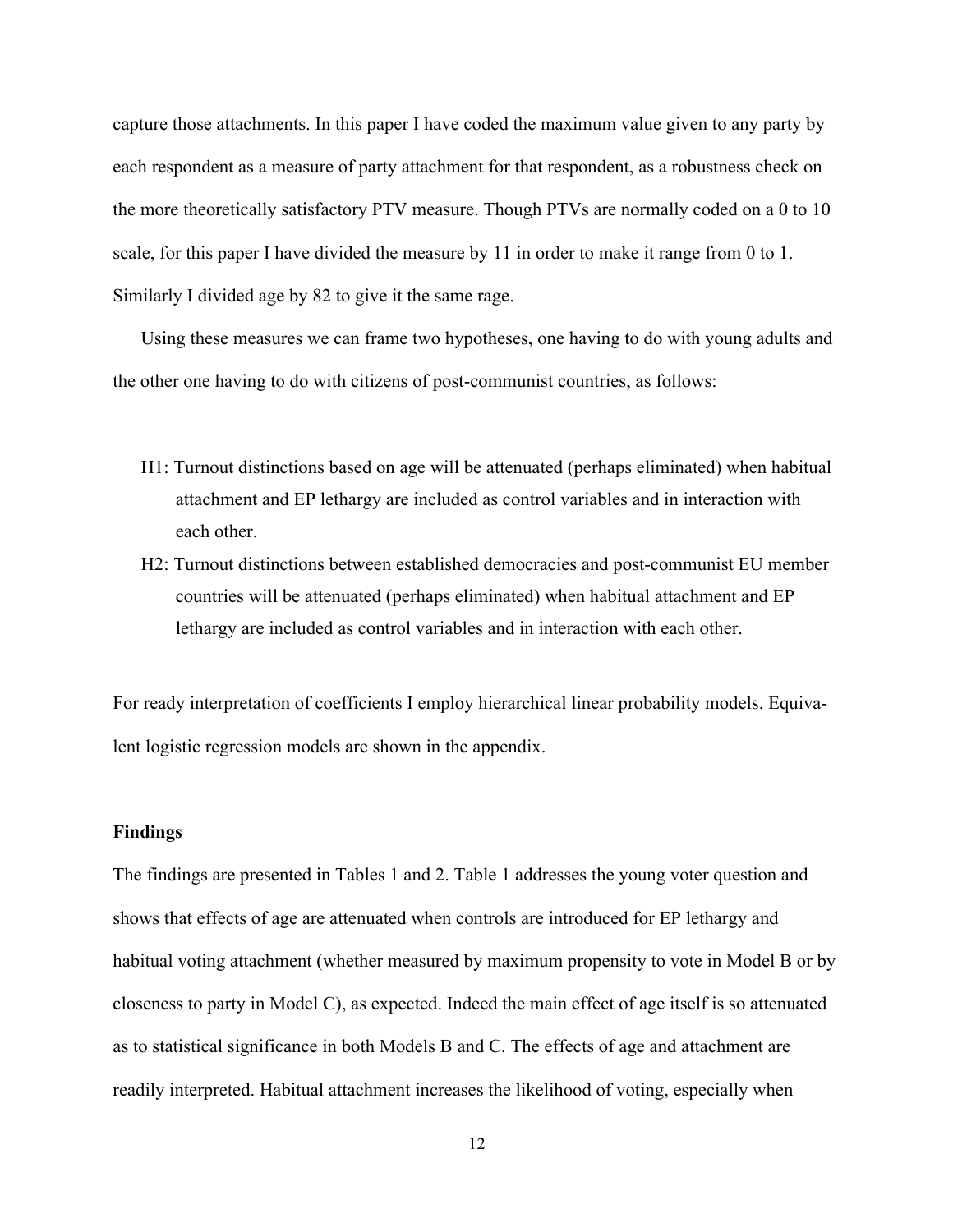capture those attachments. In this paper I have coded the maximum value given to any party by each respondent as a measure of party attachment for that respondent, as a robustness check on the more theoretically satisfactory PTV measure. Though PTVs are normally coded on a 0 to 10 scale, for this paper I have divided the measure by 11 in order to make it range from 0 to 1. Similarly I divided age by 82 to give it the same rage.

Using these measures we can frame two hypotheses, one having to do with young adults and the other one having to do with citizens of post-communist countries, as follows:

- H1: Turnout distinctions based on age will be attenuated (perhaps eliminated) when habitual attachment and EP lethargy are included as control variables and in interaction with each other.
- H2: Turnout distinctions between established democracies and post-communist EU member countries will be attenuated (perhaps eliminated) when habitual attachment and EP lethargy are included as control variables and in interaction with each other.

For ready interpretation of coefficients I employ hierarchical linear probability models. Equivalent logistic regression models are shown in the appendix.

### Findings

The findings are presented in Tables 1 and 2. Table 1 addresses the young voter question and shows that effects of age are attenuated when controls are introduced for EP lethargy and habitual voting attachment (whether measured by maximum propensity to vote in Model B or by closeness to party in Model C), as expected. Indeed the main effect of age itself is so attenuated as to statistical significance in both Models B and C. The effects of age and attachment are readily interpreted. Habitual attachment increases the likelihood of voting, especially when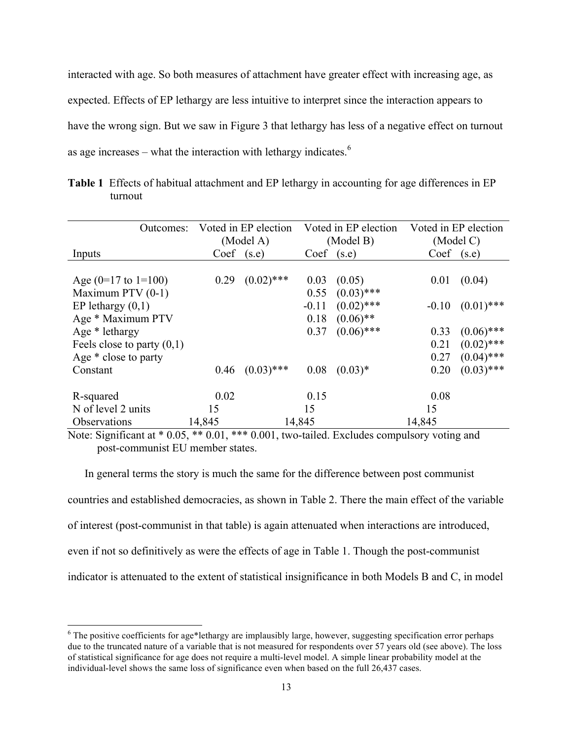interacted with age. So both measures of attachment have greater effect with increasing age, as expected. Effects of EP lethargy are less intuitive to interpret since the interaction appears to have the wrong sign. But we saw in Figure 3 that lethargy has less of a negative effect on turnout as age increases – what the interaction with lethargy indicates.[6]

**Table 1** Effects of habitual attachment and EP lethargy in accounting for age differences in EP turnout

| Outcomes: | Voted in EP election (Model A) | | Voted in EP election (Model B) | | Voted in EP election (Model C) | |
|---|---|---|---|---|---|---|
| Inputs | Coef | (s.e) | Coef | (s.e) | Coef | (s.e) |
| Age (0=17 to 1=100) | 0.29 | (0.02)*** | 0.03 | (0.05) | 0.01 | (0.04) |
| Maximum PTV (0-1) | | | 0.55 | (0.03)*** | | |
| EP lethargy (0,1) | | | -0.11 | (0.02)*** | -0.10 | (0.01)*** |
| Age * Maximum PTV | | | 0.18 | (0.06)** | | |
| Age * lethargy | | | 0.37 | (0.06)*** | 0.33 | (0.06)*** |
| Feels close to party (0,1) | | | | | 0.21 | (0.02)*** |
| Age * close to party | | | | | 0.27 | (0.04)*** |
| Constant | 0.46 | (0.03)*** | 0.08 | (0.03)* | 0.20 | (0.03)*** |
| R-squared | 0.02 | | 0.15 | | 0.08 | |
| N of level 2 units | 15 | | 15 | | 15 | |
| Observations | 14,845 | | 14,845 | | 14,845 | |

Note: Significant at * 0.05, ** 0.01, *** 0.001, two-tailed. Excludes compulsory voting and post-communist EU member states.

In general terms the story is much the same for the difference between post communist countries and established democracies, as shown in Table 2. There the main effect of the variable of interest (post-communist in that table) is again attenuated when interactions are introduced, even if not so definitively as were the effects of age in Table 1. Though the post-communist indicator is attenuated to the extent of statistical insignificance in both Models B and C, in model

[6] The positive coefficients for age*lethargy are implausibly large, however, suggesting specification error perhaps due to the truncated nature of a variable that is not measured for respondents over 57 years old (see above). The loss of statistical significance for age does not require a multi-level model. A simple linear probability model at the individual-level shows the same loss of significance even when based on the full 26,437 cases.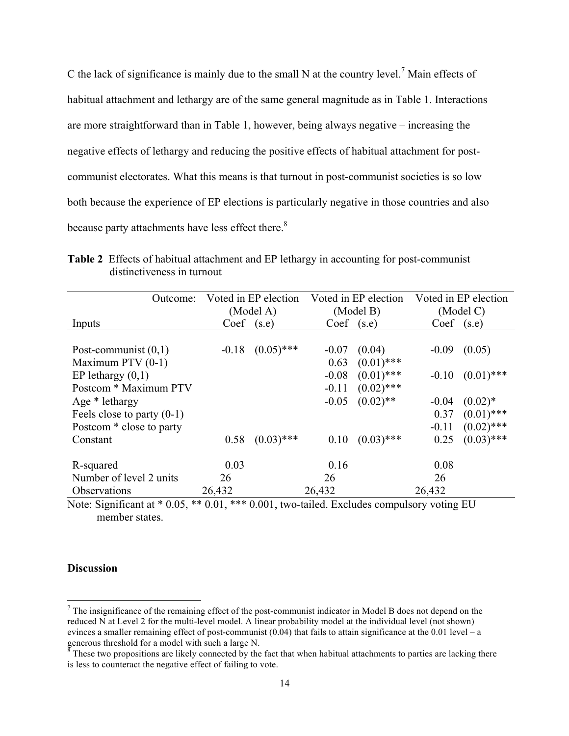C the lack of significance is mainly due to the small N at the country level.[7] Main effects of habitual attachment and lethargy are of the same general magnitude as in Table 1. Interactions are more straightforward than in Table 1, however, being always negative – increasing the negative effects of lethargy and reducing the positive effects of habitual attachment for post-communist electorates. What this means is that turnout in post-communist societies is so low both because the experience of EP elections is particularly negative in those countries and also because party attachments have less effect there.[8]

**Table 2** Effects of habitual attachment and EP lethargy in accounting for post-communist distinctiveness in turnout

| Outcome: | Voted in EP election (Model A) | | Voted in EP election (Model B) | | Voted in EP election (Model C) | |
|---|---|---|---|---|---|---|
| Inputs | Coef | (s.e) | Coef | (s.e) | Coef | (s.e) |
| Post-communist (0,1) | -0.18 | (0.05)*** | -0.07 | (0.04) | -0.09 | (0.05) |
| Maximum PTV (0-1) | | | 0.63 | (0.01)*** | | |
| EP lethargy (0,1) | | | -0.08 | (0.01)*** | -0.10 | (0.01)*** |
| Postcom * Maximum PTV | | | -0.11 | (0.02)*** | | |
| Age * lethargy | | | -0.05 | (0.02)** | -0.04 | (0.02)* |
| Feels close to party (0-1) | | | | | 0.37 | (0.01)*** |
| Postcom * close to party | | | | | -0.11 | (0.02)*** |
| Constant | 0.58 | (0.03)*** | 0.10 | (0.03)*** | 0.25 | (0.03)*** |
| R-squared | 0.03 | | 0.16 | | 0.08 | |
| Number of level 2 units | 26 | | 26 | | 26 | |
| Observations | 26,432 | | 26,432 | | 26,432 | |

Note: Significant at * 0.05, ** 0.01, *** 0.001, two-tailed. Excludes compulsory voting EU member states.

**Discussion**

[7] The insignificance of the remaining effect of the post-communist indicator in Model B does not depend on the reduced N at Level 2 for the multi-level model. A linear probability model at the individual level (not shown) evinces a smaller remaining effect of post-communist (0.04) that fails to attain significance at the 0.01 level – a generous threshold for a model with such a large N.

[8] These two propositions are likely connected by the fact that when habitual attachments to parties are lacking there is less to counteract the negative effect of failing to vote.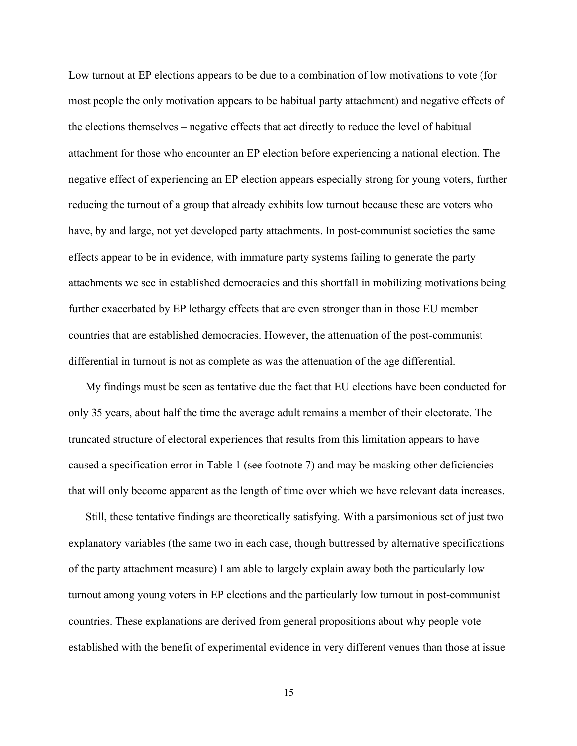Low turnout at EP elections appears to be due to a combination of low motivations to vote (for most people the only motivation appears to be habitual party attachment) and negative effects of the elections themselves – negative effects that act directly to reduce the level of habitual attachment for those who encounter an EP election before experiencing a national election. The negative effect of experiencing an EP election appears especially strong for young voters, further reducing the turnout of a group that already exhibits low turnout because these are voters who have, by and large, not yet developed party attachments. In post-communist societies the same effects appear to be in evidence, with immature party systems failing to generate the party attachments we see in established democracies and this shortfall in mobilizing motivations being further exacerbated by EP lethargy effects that are even stronger than in those EU member countries that are established democracies. However, the attenuation of the post-communist differential in turnout is not as complete as was the attenuation of the age differential.

My findings must be seen as tentative due the fact that EU elections have been conducted for only 35 years, about half the time the average adult remains a member of their electorate. The truncated structure of electoral experiences that results from this limitation appears to have caused a specification error in Table 1 (see footnote 7) and may be masking other deficiencies that will only become apparent as the length of time over which we have relevant data increases.

Still, these tentative findings are theoretically satisfying. With a parsimonious set of just two explanatory variables (the same two in each case, though buttressed by alternative specifications of the party attachment measure) I am able to largely explain away both the particularly low turnout among young voters in EP elections and the particularly low turnout in post-communist countries. These explanations are derived from general propositions about why people vote established with the benefit of experimental evidence in very different venues than those at issue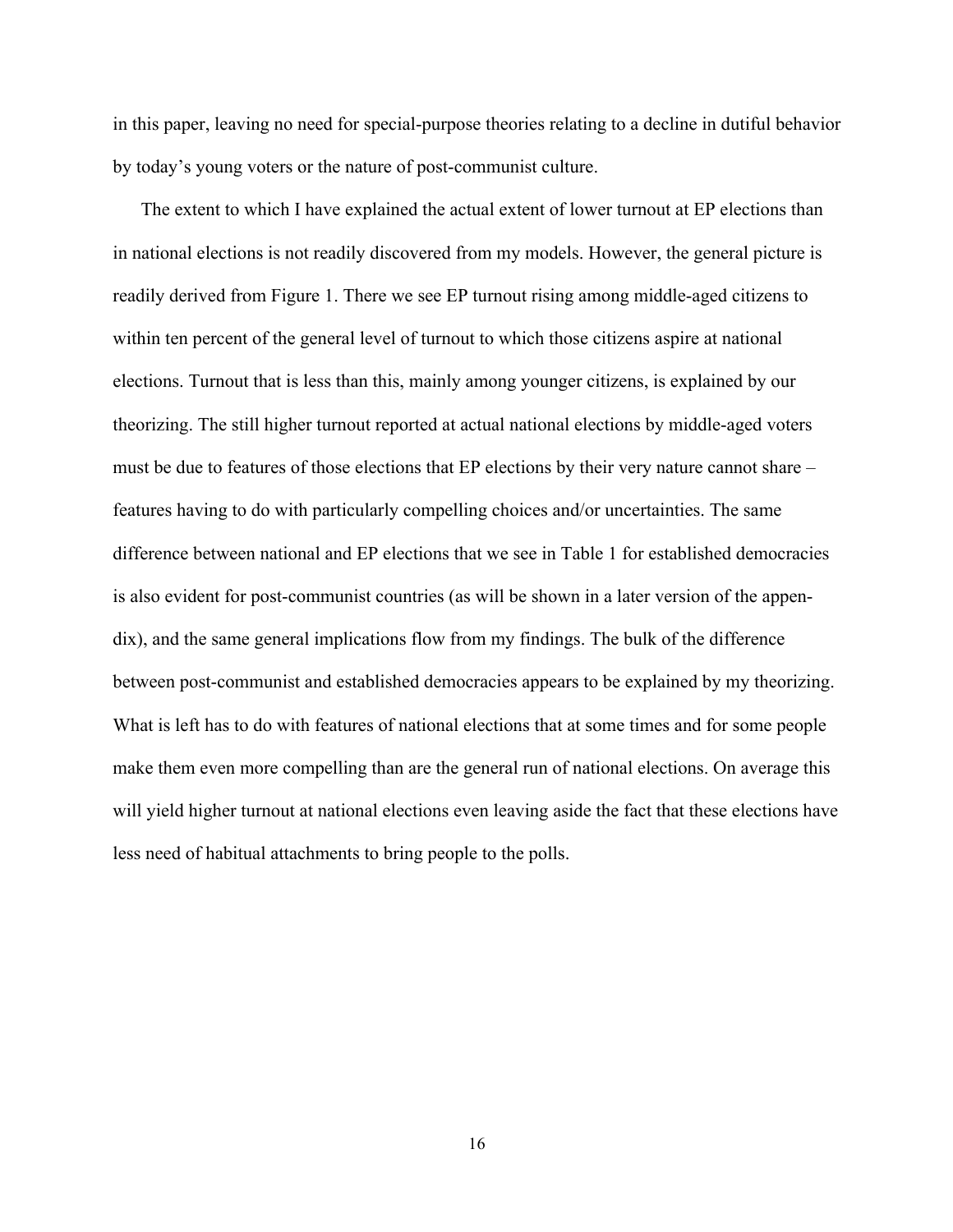in this paper, leaving no need for special-purpose theories relating to a decline in dutiful behavior by today's young voters or the nature of post-communist culture.

The extent to which I have explained the actual extent of lower turnout at EP elections than in national elections is not readily discovered from my models. However, the general picture is readily derived from Figure 1. There we see EP turnout rising among middle-aged citizens to within ten percent of the general level of turnout to which those citizens aspire at national elections. Turnout that is less than this, mainly among younger citizens, is explained by our theorizing. The still higher turnout reported at actual national elections by middle-aged voters must be due to features of those elections that EP elections by their very nature cannot share – features having to do with particularly compelling choices and/or uncertainties. The same difference between national and EP elections that we see in Table 1 for established democracies is also evident for post-communist countries (as will be shown in a later version of the appendix), and the same general implications flow from my findings. The bulk of the difference between post-communist and established democracies appears to be explained by my theorizing. What is left has to do with features of national elections that at some times and for some people make them even more compelling than are the general run of national elections. On average this will yield higher turnout at national elections even leaving aside the fact that these elections have less need of habitual attachments to bring people to the polls.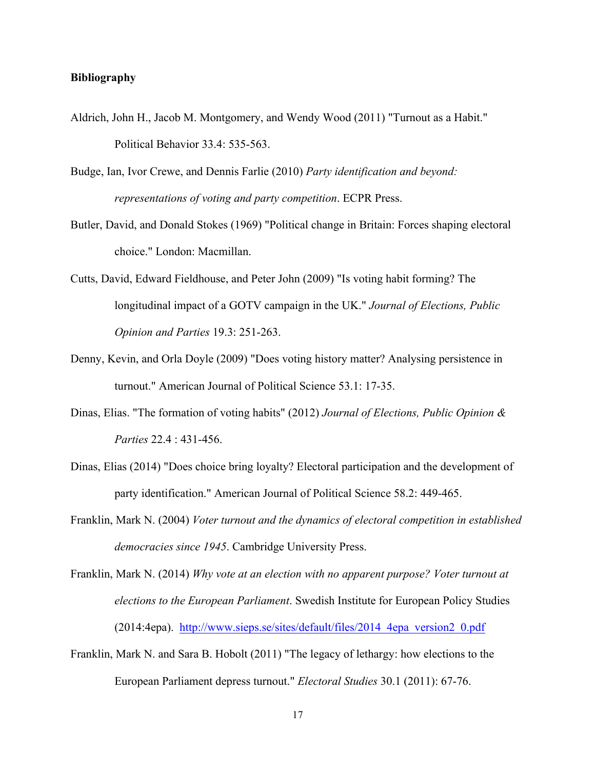**Bibliography**

Aldrich, John H., Jacob M. Montgomery, and Wendy Wood (2011) "Turnout as a Habit." Political Behavior 33.4: 535-563.

Budge, Ian, Ivor Crewe, and Dennis Farlie (2010) *Party identification and beyond: representations of voting and party competition*. ECPR Press.

Butler, David, and Donald Stokes (1969) "Political change in Britain: Forces shaping electoral choice." London: Macmillan.

Cutts, David, Edward Fieldhouse, and Peter John (2009) "Is voting habit forming? The longitudinal impact of a GOTV campaign in the UK." *Journal of Elections, Public Opinion and Parties* 19.3: 251-263.

Denny, Kevin, and Orla Doyle (2009) "Does voting history matter? Analysing persistence in turnout." American Journal of Political Science 53.1: 17-35.

Dinas, Elias. "The formation of voting habits" (2012) *Journal of Elections, Public Opinion & Parties* 22.4 : 431-456.

Dinas, Elias (2014) "Does choice bring loyalty? Electoral participation and the development of party identification." American Journal of Political Science 58.2: 449-465.

Franklin, Mark N. (2004) *Voter turnout and the dynamics of electoral competition in established democracies since 1945*. Cambridge University Press.

Franklin, Mark N. (2014) *Why vote at an election with no apparent purpose? Voter turnout at elections to the European Parliament*. Swedish Institute for European Policy Studies (2014:4epa). http://www.sieps.se/sites/default/files/2014_4epa_version2_0.pdf

Franklin, Mark N. and Sara B. Hobolt (2011) "The legacy of lethargy: how elections to the European Parliament depress turnout." *Electoral Studies* 30.1 (2011): 67-76.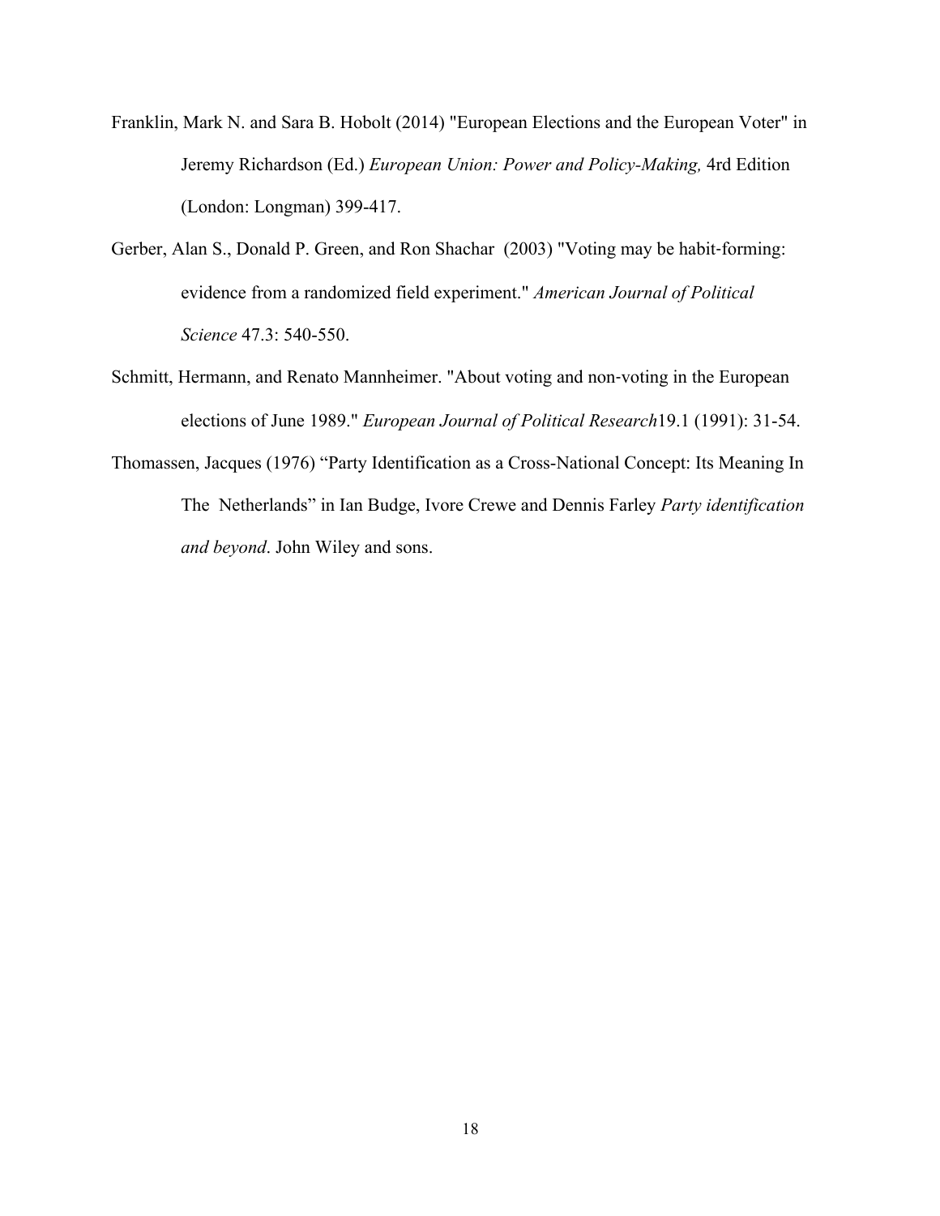Franklin, Mark N. and Sara B. Hobolt (2014) "European Elections and the European Voter" in Jeremy Richardson (Ed.) *European Union: Power and Policy-Making,* 4rd Edition (London: Longman) 399-417.

Gerber, Alan S., Donald P. Green, and Ron Shachar (2003) "Voting may be habit‐forming: evidence from a randomized field experiment." *American Journal of Political Science* 47.3: 540-550.

Schmitt, Hermann, and Renato Mannheimer. "About voting and non‐voting in the European elections of June 1989." *European Journal of Political Research*19.1 (1991): 31-54.

Thomassen, Jacques (1976) “Party Identification as a Cross-National Concept: Its Meaning In The Netherlands” in Ian Budge, Ivore Crewe and Dennis Farley *Party identification and beyond*. John Wiley and sons.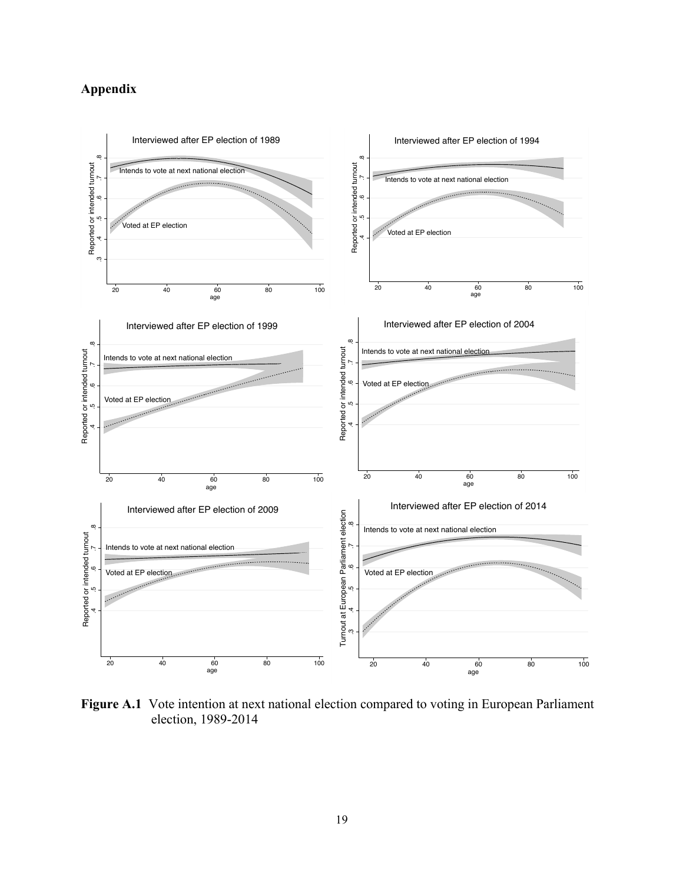## Appendix

**Figure A.1** Vote intention at next national election compared to voting in European Parliament election, 1989-2014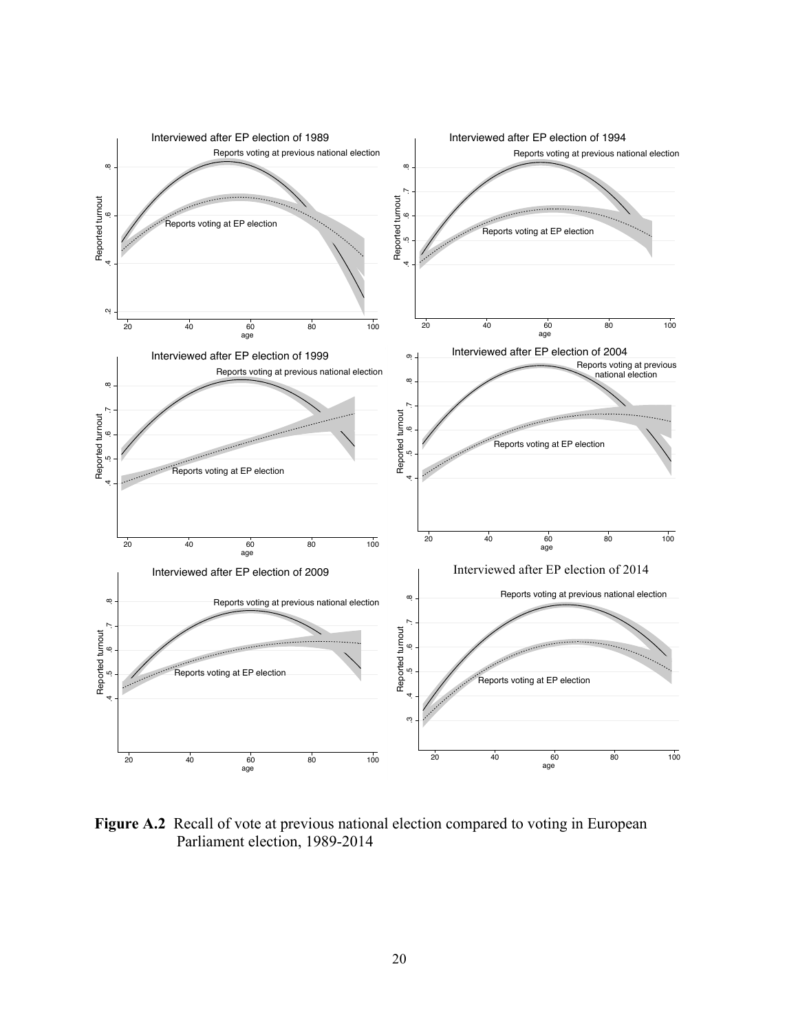Interviewed after EP election of 1989

Reports voting at previous national election

Reports voting at EP election

Reported turnout

.2

.4

.6

.8

20 40 60 80 100

age

Interviewed after EP election of 1994

Reports voting at previous national election

Reports voting at EP election

Reported turnout

.4

.5

.6

.7

.8

20 40 60 80 100

age

Interviewed after EP election of 1999

Reports voting at previous national election

Reports voting at EP election

Reported turnout

.4

.5

.6

.7

.8

20 40 60 80 100

age

Interviewed after EP election of 2004

Reports voting at previous national election

Reports voting at EP election

Reported turnout

.4

.5

.6

.7

.8

.9

20 40 60 80 100

age

Interviewed after EP election of 2009

Reports voting at previous national election

Reports voting at EP election

Reported turnout

.4

.5

.6

.7

.8

20 40 60 80 100

age

Interviewed after EP election of 2014

Reports voting at previous national election

Reports voting at EP election

Reported turnout

.3

.4

.5

.6

.7

.8

20 40 60 80 100

age

**Figure A.2** Recall of vote at previous national election compared to voting in European Parliament election, 1989-2014